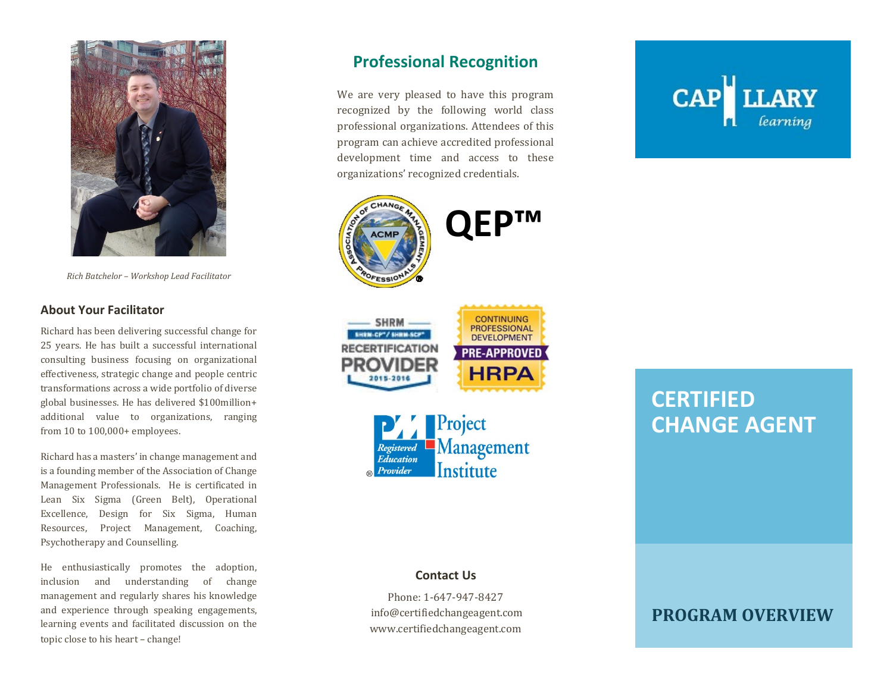*Rich Batchelor – Workshop Lead Facilitator*

## About Your Facilitator

Richard has been delivering successful change for 25 years. He has built a successful international consulting business focusing on organizational effectiveness, strategic change and people centric transformations across a wide portfolio of diverse global businesses. He has delivered $100million+ additional value to organizations, ranging from 10 to 100,000+ employees.

Richard has a masters' in change management and is a founding member of the Association of Change Management Professionals. He is certificated in Lean Six Sigma (Green Belt), Operational Excellence, Design for Six Sigma, Human Resources, Project Management, Coaching, Psychotherapy and Counselling.

He enthusiastically promotes the adoption, inclusion and understanding of change management and regularly shares his knowledge and experience through speaking engagements, learning events and facilitated discussion on the topic close to his heart – change!

## Professional Recognition

We are very pleased to have this program recognized by the following world class professional organizations. Attendees of this program can achieve accredited professional development time and access to these organizations' recognized credentials.

**QEP™**

### Contact Us

Phone: 1-647-947-8427
info@certifiedchangeagent.com
www.certifiedchangeagent.com

CAPILLARY learning

# CERTIFIED CHANGE AGENT

## PROGRAM OVERVIEW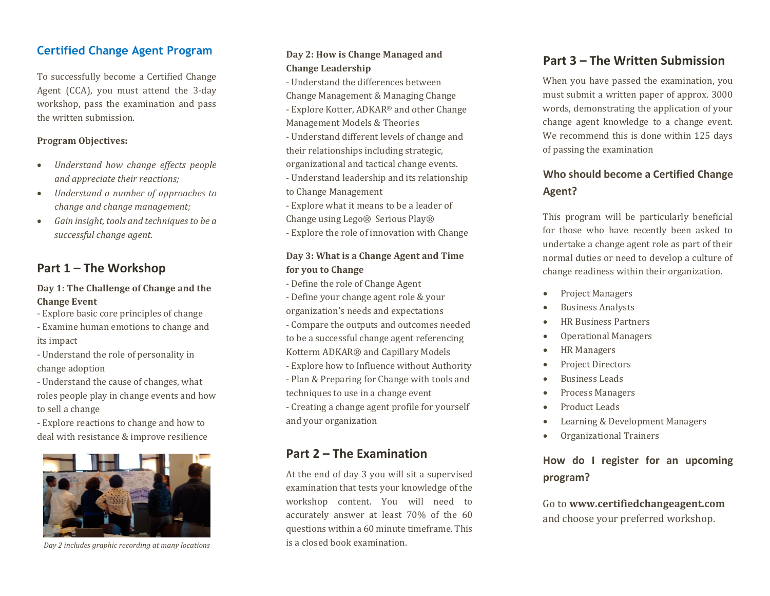## Certified Change Agent Program

To successfully become a Certified Change Agent (CCA), you must attend the 3-day workshop, pass the examination and pass the written submission.

**Program Objectives:**

- *Understand how change effects people and appreciate their reactions;*
- *Understand a number of approaches to change and change management;*
- *Gain insight, tools and techniques to be a successful change agent.*

## Part 1 – The Workshop

**Day 1: The Challenge of Change and the Change Event**

- Explore basic core principles of change
- Examine human emotions to change and its impact
- Understand the role of personality in change adoption
- Understand the cause of changes, what roles people play in change events and how to sell a change
- Explore reactions to change and how to deal with resistance & improve resilience

*Day 2 includes graphic recording at many locations*

**Day 2: How is Change Managed and Change Leadership**

- Understand the differences between Change Management & Managing Change
- Explore Kotter, ADKAR® and other Change Management Models & Theories
- Understand different levels of change and their relationships including strategic, organizational and tactical change events.
- Understand leadership and its relationship to Change Management
- Explore what it means to be a leader of Change using Lego® Serious Play®
- Explore the role of innovation with Change

**Day 3: What is a Change Agent and Time for you to Change**

- Define the role of Change Agent
- Define your change agent role & your organization's needs and expectations
- Compare the outputs and outcomes needed to be a successful change agent referencing Kotterm ADKAR® and Capillary Models
- Explore how to Influence without Authority
- Plan & Preparing for Change with tools and techniques to use in a change event
- Creating a change agent profile for yourself and your organization

## Part 2 – The Examination

At the end of day 3 you will sit a supervised examination that tests your knowledge of the workshop content. You will need to accurately answer at least 70% of the 60 questions within a 60 minute timeframe. This is a closed book examination.

## Part 3 – The Written Submission

When you have passed the examination, you must submit a written paper of approx. 3000 words, demonstrating the application of your change agent knowledge to a change event. We recommend this is done within 125 days of passing the examination

### Who should become a Certified Change Agent?

This program will be particularly beneficial for those who have recently been asked to undertake a change agent role as part of their normal duties or need to develop a culture of change readiness within their organization.

- Project Managers
- Business Analysts
- HR Business Partners
- Operational Managers
- HR Managers
- Project Directors
- Business Leads
- Process Managers
- Product Leads
- Learning & Development Managers
- Organizational Trainers

### How do I register for an upcoming program?

Go to **www.certifiedchangeagent.com** and choose your preferred workshop.